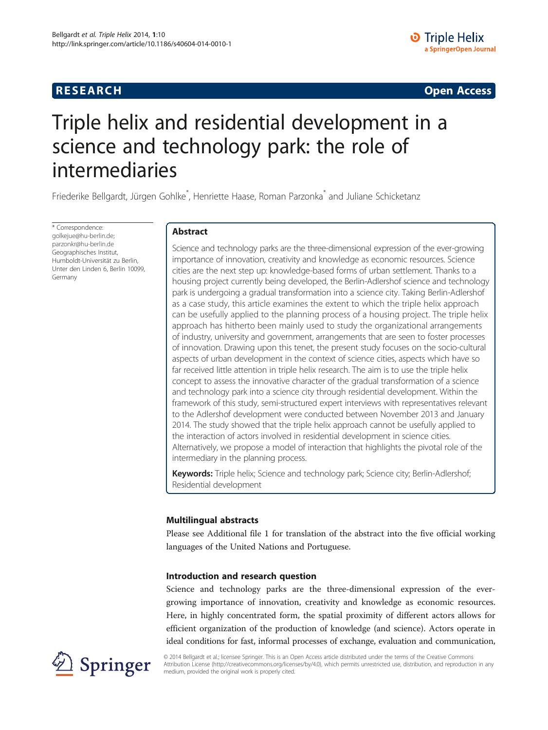**RESEARCH** **Open Access**

# Triple helix and residential development in a science and technology park: the role of intermediaries

Friederike Bellgardt, Jürgen Gohlke*, Henriette Haase, Roman Parzonka* and Juliane Schicketanz

\* Correspondence: golkejue@hu-berlin.de; parzonkr@hu-berlin.de
Geographisches Institut, Humboldt-Universität zu Berlin, Unter den Linden 6, Berlin 10099, Germany

## Abstract

Science and technology parks are the three-dimensional expression of the ever-growing importance of innovation, creativity and knowledge as economic resources. Science cities are the next step up: knowledge-based forms of urban settlement. Thanks to a housing project currently being developed, the Berlin-Adlershof science and technology park is undergoing a gradual transformation into a science city. Taking Berlin-Adlershof as a case study, this article examines the extent to which the triple helix approach can be usefully applied to the planning process of a housing project. The triple helix approach has hitherto been mainly used to study the organizational arrangements of industry, university and government, arrangements that are seen to foster processes of innovation. Drawing upon this tenet, the present study focuses on the socio-cultural aspects of urban development in the context of science cities, aspects which have so far received little attention in triple helix research. The aim is to use the triple helix concept to assess the innovative character of the gradual transformation of a science and technology park into a science city through residential development. Within the framework of this study, semi-structured expert interviews with representatives relevant to the Adlershof development were conducted between November 2013 and January 2014. The study showed that the triple helix approach cannot be usefully applied to the interaction of actors involved in residential development in science cities. Alternatively, we propose a model of interaction that highlights the pivotal role of the intermediary in the planning process.

**Keywords:** Triple helix; Science and technology park; Science city; Berlin-Adlershof; Residential development

## Multilingual abstracts

Please see Additional file 1 for translation of the abstract into the five official working languages of the United Nations and Portuguese.

## Introduction and research question

Science and technology parks are the three-dimensional expression of the ever-growing importance of innovation, creativity and knowledge as economic resources. Here, in highly concentrated form, the spatial proximity of different actors allows for efficient organization of the production of knowledge (and science). Actors operate in ideal conditions for fast, informal processes of exchange, evaluation and communication,

© 2014 Bellgardt et al.; licensee Springer. This is an Open Access article distributed under the terms of the Creative Commons Attribution License (http://creativecommons.org/licenses/by/4.0), which permits unrestricted use, distribution, and reproduction in any medium, provided the original work is properly cited.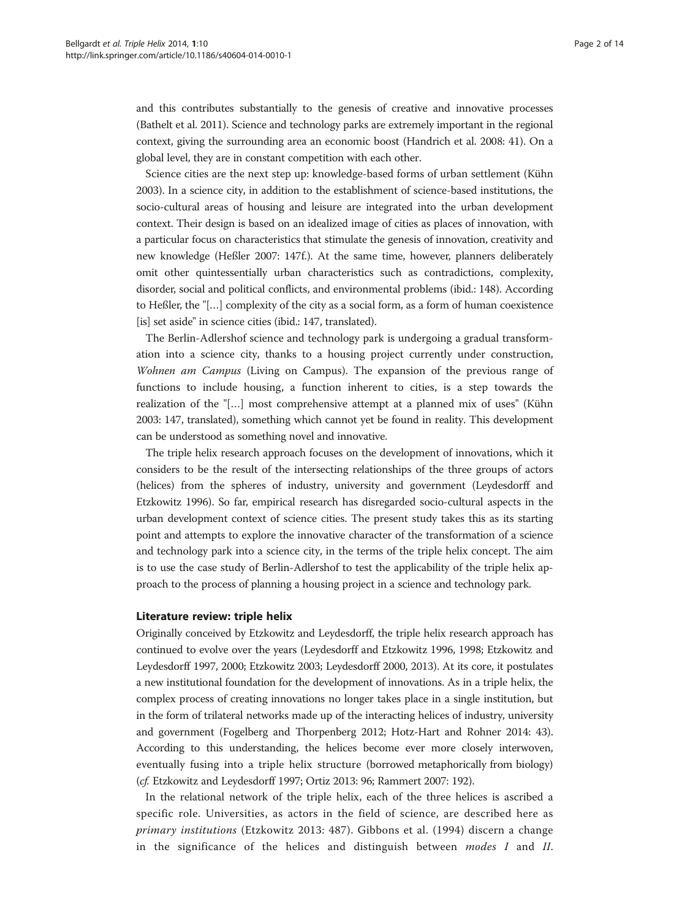and this contributes substantially to the genesis of creative and innovative processes (Bathelt et al. 2011). Science and technology parks are extremely important in the regional context, giving the surrounding area an economic boost (Handrich et al. 2008: 41). On a global level, they are in constant competition with each other.

Science cities are the next step up: knowledge-based forms of urban settlement (Kühn 2003). In a science city, in addition to the establishment of science-based institutions, the socio-cultural areas of housing and leisure are integrated into the urban development context. Their design is based on an idealized image of cities as places of innovation, with a particular focus on characteristics that stimulate the genesis of innovation, creativity and new knowledge (Heßler 2007: 147f.). At the same time, however, planners deliberately omit other quintessentially urban characteristics such as contradictions, complexity, disorder, social and political conflicts, and environmental problems (ibid.: 148). According to Heßler, the "[…] complexity of the city as a social form, as a form of human coexistence [is] set aside" in science cities (ibid.: 147, translated).

The Berlin-Adlershof science and technology park is undergoing a gradual transformation into a science city, thanks to a housing project currently under construction, *Wohnen am Campus* (Living on Campus). The expansion of the previous range of functions to include housing, a function inherent to cities, is a step towards the realization of the "[…] most comprehensive attempt at a planned mix of uses" (Kühn 2003: 147, translated), something which cannot yet be found in reality. This development can be understood as something novel and innovative.

The triple helix research approach focuses on the development of innovations, which it considers to be the result of the intersecting relationships of the three groups of actors (helices) from the spheres of industry, university and government (Leydesdorff and Etzkowitz 1996). So far, empirical research has disregarded socio-cultural aspects in the urban development context of science cities. The present study takes this as its starting point and attempts to explore the innovative character of the transformation of a science and technology park into a science city, in the terms of the triple helix concept. The aim is to use the case study of Berlin-Adlershof to test the applicability of the triple helix approach to the process of planning a housing project in a science and technology park.

## Literature review: triple helix

Originally conceived by Etzkowitz and Leydesdorff, the triple helix research approach has continued to evolve over the years (Leydesdorff and Etzkowitz 1996, 1998; Etzkowitz and Leydesdorff 1997, 2000; Etzkowitz 2003; Leydesdorff 2000, 2013). At its core, it postulates a new institutional foundation for the development of innovations. As in a triple helix, the complex process of creating innovations no longer takes place in a single institution, but in the form of trilateral networks made up of the interacting helices of industry, university and government (Fogelberg and Thorpenberg 2012; Hotz-Hart and Rohner 2014: 43). According to this understanding, the helices become ever more closely interwoven, eventually fusing into a triple helix structure (borrowed metaphorically from biology) (*cf.* Etzkowitz and Leydesdorff 1997; Ortiz 2013: 96; Rammert 2007: 192).

In the relational network of the triple helix, each of the three helices is ascribed a specific role. Universities, as actors in the field of science, are described here as *primary institutions* (Etzkowitz 2013: 487). Gibbons et al. (1994) discern a change in the significance of the helices and distinguish between *modes I* and *II*.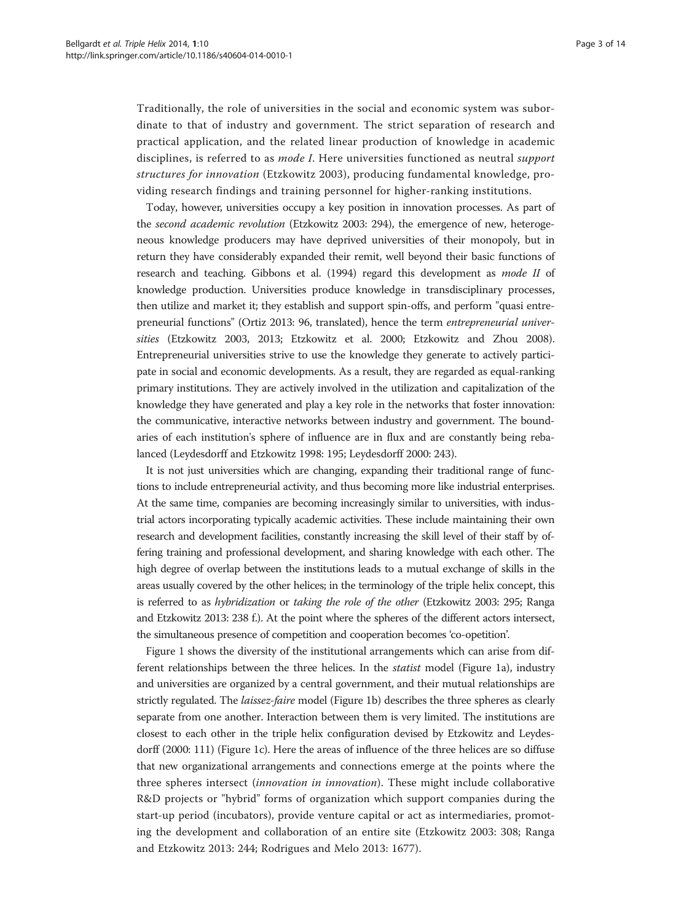Traditionally, the role of universities in the social and economic system was subordinate to that of industry and government. The strict separation of research and practical application, and the related linear production of knowledge in academic disciplines, is referred to as *mode I*. Here universities functioned as neutral *support structures for innovation* (Etzkowitz 2003), producing fundamental knowledge, providing research findings and training personnel for higher-ranking institutions.

Today, however, universities occupy a key position in innovation processes. As part of the *second academic revolution* (Etzkowitz 2003: 294), the emergence of new, heterogeneous knowledge producers may have deprived universities of their monopoly, but in return they have considerably expanded their remit, well beyond their basic functions of research and teaching. Gibbons et al. (1994) regard this development as *mode II* of knowledge production. Universities produce knowledge in transdisciplinary processes, then utilize and market it; they establish and support spin-offs, and perform "quasi entrepreneurial functions" (Ortiz 2013: 96, translated), hence the term *entrepreneurial universities* (Etzkowitz 2003, 2013; Etzkowitz et al. 2000; Etzkowitz and Zhou 2008). Entrepreneurial universities strive to use the knowledge they generate to actively participate in social and economic developments. As a result, they are regarded as equal-ranking primary institutions. They are actively involved in the utilization and capitalization of the knowledge they have generated and play a key role in the networks that foster innovation: the communicative, interactive networks between industry and government. The boundaries of each institution's sphere of influence are in flux and are constantly being rebalanced (Leydesdorff and Etzkowitz 1998: 195; Leydesdorff 2000: 243).

It is not just universities which are changing, expanding their traditional range of functions to include entrepreneurial activity, and thus becoming more like industrial enterprises. At the same time, companies are becoming increasingly similar to universities, with industrial actors incorporating typically academic activities. These include maintaining their own research and development facilities, constantly increasing the skill level of their staff by offering training and professional development, and sharing knowledge with each other. The high degree of overlap between the institutions leads to a mutual exchange of skills in the areas usually covered by the other helices; in the terminology of the triple helix concept, this is referred to as *hybridization* or *taking the role of the other* (Etzkowitz 2003: 295; Ranga and Etzkowitz 2013: 238 f.). At the point where the spheres of the different actors intersect, the simultaneous presence of competition and cooperation becomes 'co-opetition'.

Figure 1 shows the diversity of the institutional arrangements which can arise from different relationships between the three helices. In the *statist* model (Figure 1a), industry and universities are organized by a central government, and their mutual relationships are strictly regulated. The *laissez-faire* model (Figure 1b) describes the three spheres as clearly separate from one another. Interaction between them is very limited. The institutions are closest to each other in the triple helix configuration devised by Etzkowitz and Leydesdorff (2000: 111) (Figure 1c). Here the areas of influence of the three helices are so diffuse that new organizational arrangements and connections emerge at the points where the three spheres intersect (*innovation in innovation*). These might include collaborative R&D projects or "hybrid" forms of organization which support companies during the start-up period (incubators), provide venture capital or act as intermediaries, promoting the development and collaboration of an entire site (Etzkowitz 2003: 308; Ranga and Etzkowitz 2013: 244; Rodrigues and Melo 2013: 1677).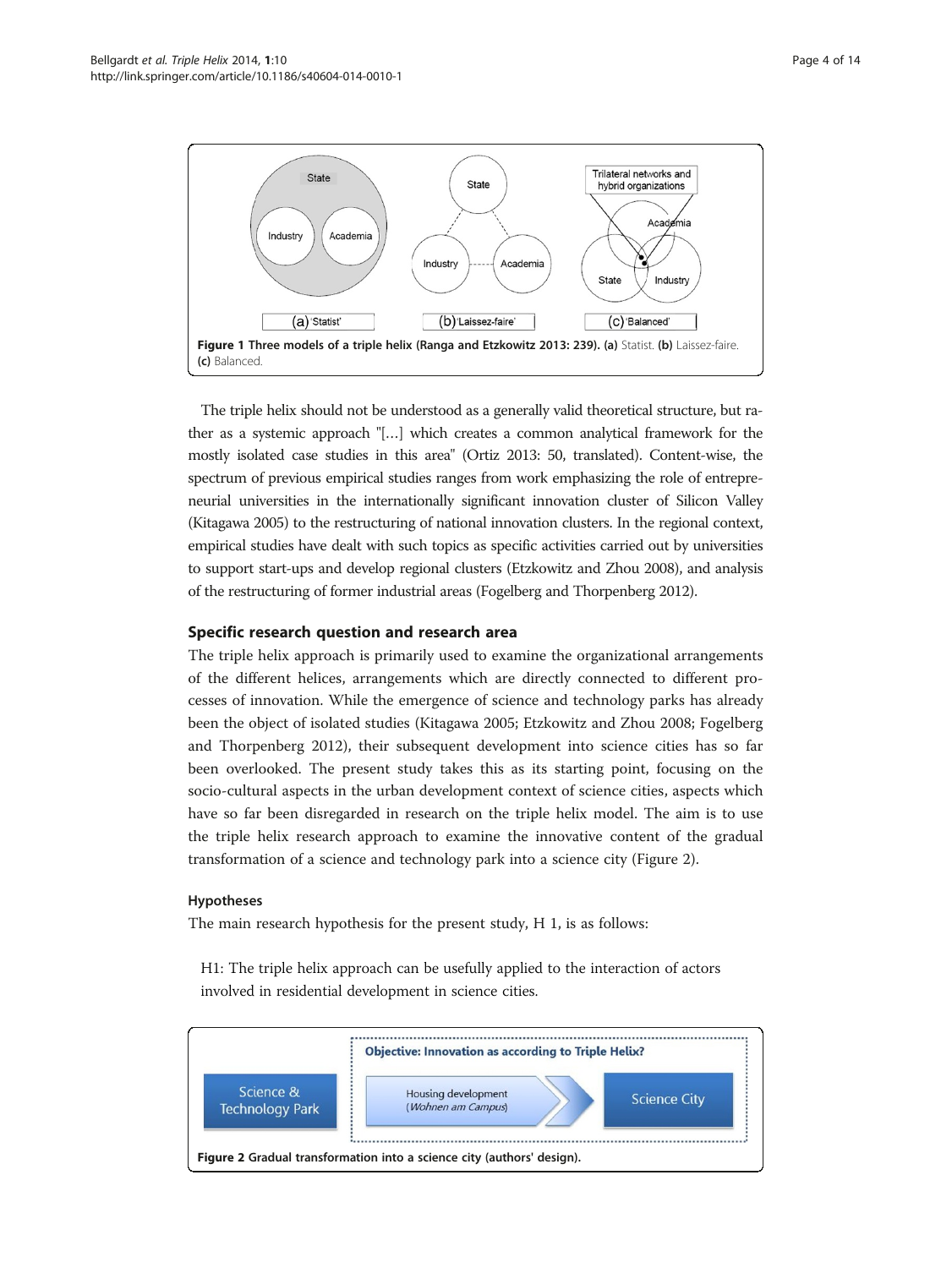**Figure 1 Three models of a triple helix (Ranga and Etzkowitz 2013: 239). (a)** Statist. **(b)** Laissez-faire. **(c)** Balanced.

The triple helix should not be understood as a generally valid theoretical structure, but rather as a systemic approach "[…] which creates a common analytical framework for the mostly isolated case studies in this area" (Ortiz 2013: 50, translated). Content-wise, the spectrum of previous empirical studies ranges from work emphasizing the role of entrepreneurial universities in the internationally significant innovation cluster of Silicon Valley (Kitagawa 2005) to the restructuring of national innovation clusters. In the regional context, empirical studies have dealt with such topics as specific activities carried out by universities to support start-ups and develop regional clusters (Etzkowitz and Zhou 2008), and analysis of the restructuring of former industrial areas (Fogelberg and Thorpenberg 2012).

## Specific research question and research area

The triple helix approach is primarily used to examine the organizational arrangements of the different helices, arrangements which are directly connected to different processes of innovation. While the emergence of science and technology parks has already been the object of isolated studies (Kitagawa 2005; Etzkowitz and Zhou 2008; Fogelberg and Thorpenberg 2012), their subsequent development into science cities has so far been overlooked. The present study takes this as its starting point, focusing on the socio-cultural aspects in the urban development context of science cities, aspects which have so far been disregarded in research on the triple helix model. The aim is to use the triple helix research approach to examine the innovative content of the gradual transformation of a science and technology park into a science city (Figure 2).

### Hypotheses

The main research hypothesis for the present study, H 1, is as follows:

> H1: The triple helix approach can be usefully applied to the interaction of actors involved in residential development in science cities.

**Figure 2 Gradual transformation into a science city (authors' design).**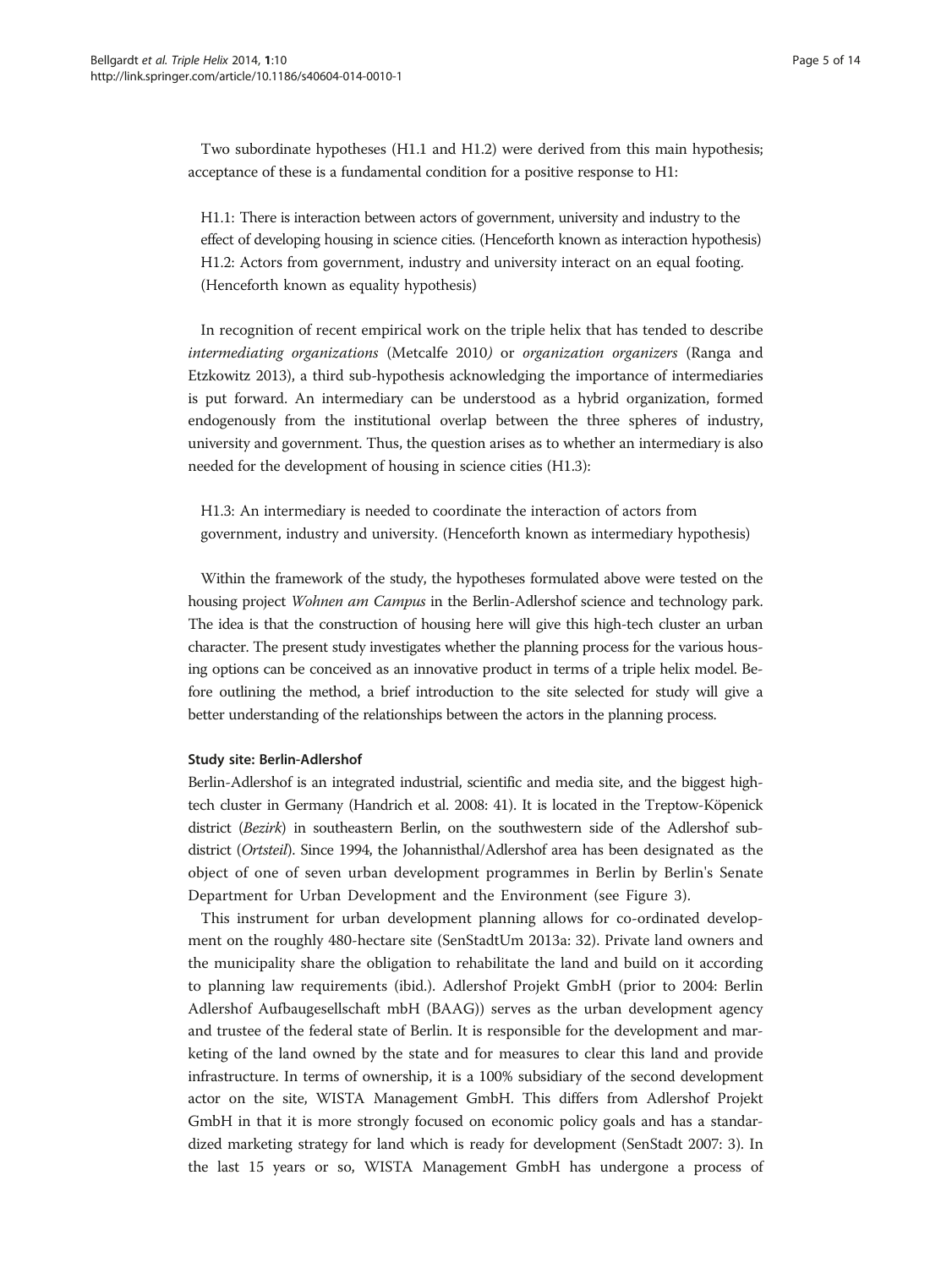Two subordinate hypotheses (H1.1 and H1.2) were derived from this main hypothesis; acceptance of these is a fundamental condition for a positive response to H1:

> H1.1: There is interaction between actors of government, university and industry to the effect of developing housing in science cities. (Henceforth known as interaction hypothesis)
> H1.2: Actors from government, industry and university interact on an equal footing. (Henceforth known as equality hypothesis)

In recognition of recent empirical work on the triple helix that has tended to describe *intermediating organizations* (Metcalfe 2010) or *organization organizers* (Ranga and Etzkowitz 2013), a third sub-hypothesis acknowledging the importance of intermediaries is put forward. An intermediary can be understood as a hybrid organization, formed endogenously from the institutional overlap between the three spheres of industry, university and government. Thus, the question arises as to whether an intermediary is also needed for the development of housing in science cities (H1.3):

> H1.3: An intermediary is needed to coordinate the interaction of actors from government, industry and university. (Henceforth known as intermediary hypothesis)

Within the framework of the study, the hypotheses formulated above were tested on the housing project *Wohnen am Campus* in the Berlin-Adlershof science and technology park. The idea is that the construction of housing here will give this high-tech cluster an urban character. The present study investigates whether the planning process for the various housing options can be conceived as an innovative product in terms of a triple helix model. Before outlining the method, a brief introduction to the site selected for study will give a better understanding of the relationships between the actors in the planning process.

#### Study site: Berlin-Adlershof

Berlin-Adlershof is an integrated industrial, scientific and media site, and the biggest high-tech cluster in Germany (Handrich et al. 2008: 41). It is located in the Treptow-Köpenick district (*Bezirk*) in southeastern Berlin, on the southwestern side of the Adlershof sub-district (*Ortsteil*). Since 1994, the Johannisthal/Adlershof area has been designated as the object of one of seven urban development programmes in Berlin by Berlin's Senate Department for Urban Development and the Environment (see Figure 3).

This instrument for urban development planning allows for co-ordinated development on the roughly 480-hectare site (SenStadtUm 2013a: 32). Private land owners and the municipality share the obligation to rehabilitate the land and build on it according to planning law requirements (ibid.). Adlershof Projekt GmbH (prior to 2004: Berlin Adlershof Aufbaugesellschaft mbH (BAAG)) serves as the urban development agency and trustee of the federal state of Berlin. It is responsible for the development and marketing of the land owned by the state and for measures to clear this land and provide infrastructure. In terms of ownership, it is a 100% subsidiary of the second development actor on the site, WISTA Management GmbH. This differs from Adlershof Projekt GmbH in that it is more strongly focused on economic policy goals and has a standardized marketing strategy for land which is ready for development (SenStadt 2007: 3). In the last 15 years or so, WISTA Management GmbH has undergone a process of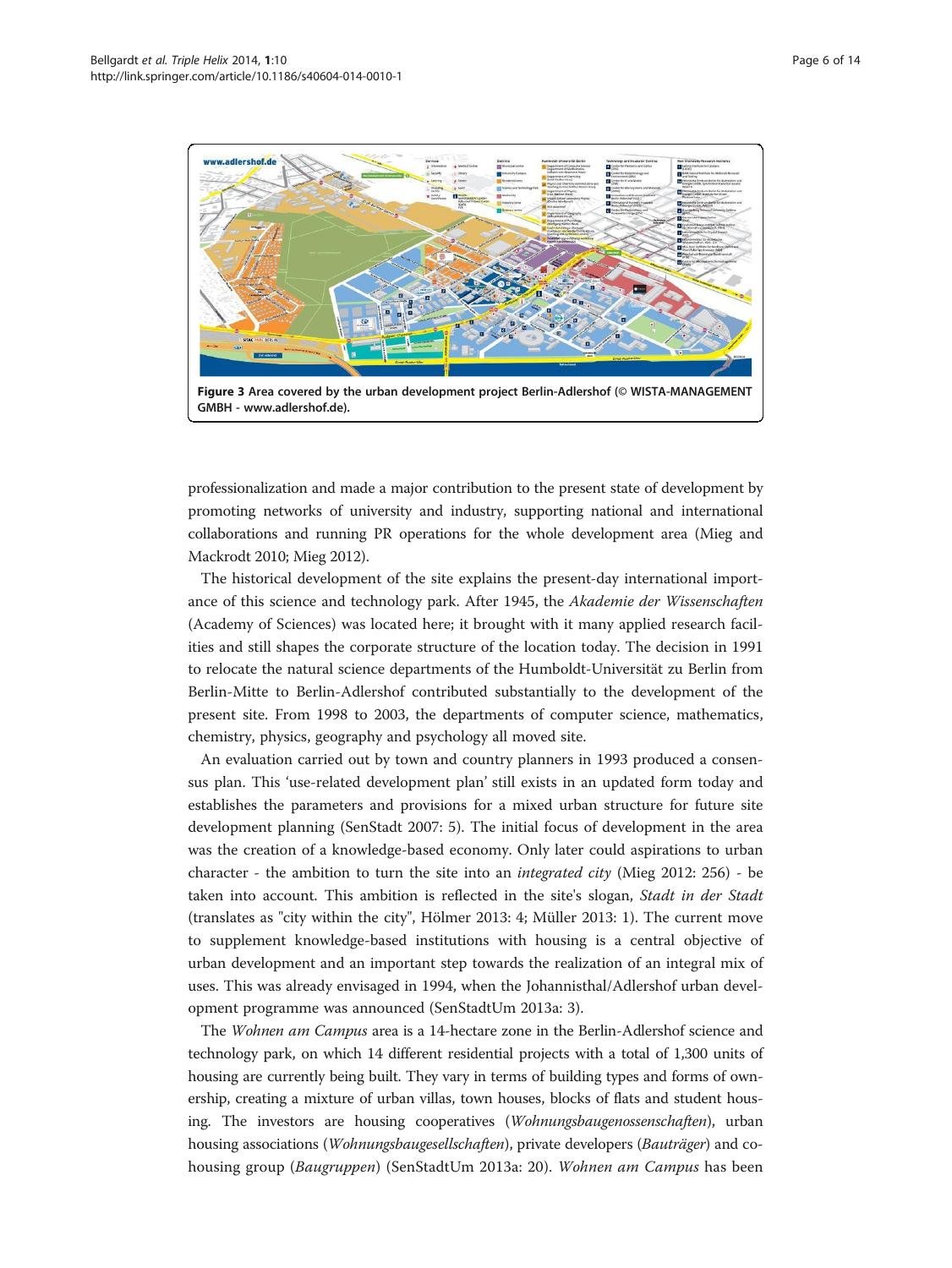**Figure 3** Area covered by the urban development project Berlin-Adlershof (© WISTA-MANAGEMENT GMBH - www.adlershof.de).

professionalization and made a major contribution to the present state of development by promoting networks of university and industry, supporting national and international collaborations and running PR operations for the whole development area (Mieg and Mackrodt 2010; Mieg 2012).

The historical development of the site explains the present-day international importance of this science and technology park. After 1945, the *Akademie der Wissenschaften* (Academy of Sciences) was located here; it brought with it many applied research facilities and still shapes the corporate structure of the location today. The decision in 1991 to relocate the natural science departments of the Humboldt-Universität zu Berlin from Berlin-Mitte to Berlin-Adlershof contributed substantially to the development of the present site. From 1998 to 2003, the departments of computer science, mathematics, chemistry, physics, geography and psychology all moved site.

An evaluation carried out by town and country planners in 1993 produced a consensus plan. This 'use-related development plan' still exists in an updated form today and establishes the parameters and provisions for a mixed urban structure for future site development planning (SenStadt 2007: 5). The initial focus of development in the area was the creation of a knowledge-based economy. Only later could aspirations to urban character - the ambition to turn the site into an *integrated city* (Mieg 2012: 256) - be taken into account. This ambition is reflected in the site's slogan, *Stadt in der Stadt* (translates as "city within the city", Hölmer 2013: 4; Müller 2013: 1). The current move to supplement knowledge-based institutions with housing is a central objective of urban development and an important step towards the realization of an integral mix of uses. This was already envisaged in 1994, when the Johannisthal/Adlershof urban development programme was announced (SenStadtUm 2013a: 3).

The *Wohnen am Campus* area is a 14-hectare zone in the Berlin-Adlershof science and technology park, on which 14 different residential projects with a total of 1,300 units of housing are currently being built. They vary in terms of building types and forms of ownership, creating a mixture of urban villas, town houses, blocks of flats and student housing. The investors are housing cooperatives (*Wohnungsbaugenossenschaften*), urban housing associations (*Wohnungsbaugesellschaften*), private developers (*Bauträger*) and co-housing group (*Baugruppen*) (SenStadtUm 2013a: 20). *Wohnen am Campus* has been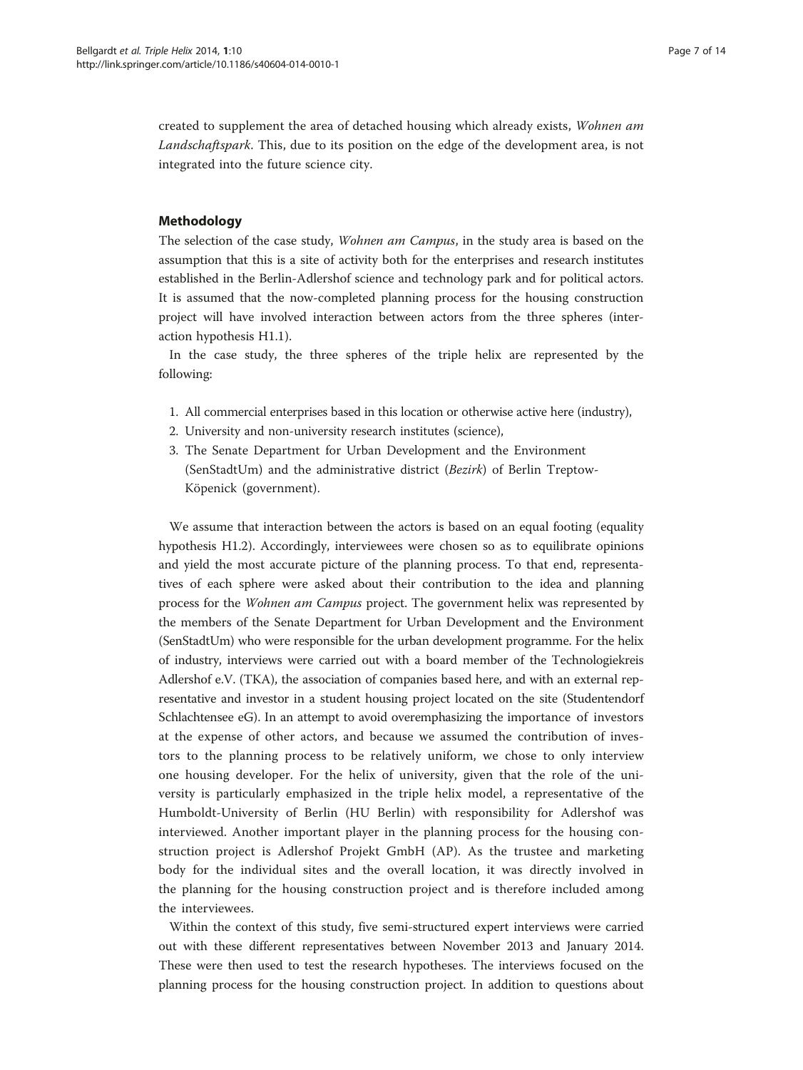created to supplement the area of detached housing which already exists, *Wohnen am Landschaftspark*. This, due to its position on the edge of the development area, is not integrated into the future science city.

## Methodology

The selection of the case study, *Wohnen am Campus*, in the study area is based on the assumption that this is a site of activity both for the enterprises and research institutes established in the Berlin-Adlershof science and technology park and for political actors. It is assumed that the now-completed planning process for the housing construction project will have involved interaction between actors from the three spheres (interaction hypothesis H1.1).

In the case study, the three spheres of the triple helix are represented by the following:

1. All commercial enterprises based in this location or otherwise active here (industry),
2. University and non-university research institutes (science),
3. The Senate Department for Urban Development and the Environment (SenStadtUm) and the administrative district (*Bezirk*) of Berlin Treptow-Köpenick (government).

We assume that interaction between the actors is based on an equal footing (equality hypothesis H1.2). Accordingly, interviewees were chosen so as to equilibrate opinions and yield the most accurate picture of the planning process. To that end, representatives of each sphere were asked about their contribution to the idea and planning process for the *Wohnen am Campus* project. The government helix was represented by the members of the Senate Department for Urban Development and the Environment (SenStadtUm) who were responsible for the urban development programme. For the helix of industry, interviews were carried out with a board member of the Technologiekreis Adlershof e.V. (TKA), the association of companies based here, and with an external representative and investor in a student housing project located on the site (Studentendorf Schlachtensee eG). In an attempt to avoid overemphasizing the importance of investors at the expense of other actors, and because we assumed the contribution of investors to the planning process to be relatively uniform, we chose to only interview one housing developer. For the helix of university, given that the role of the university is particularly emphasized in the triple helix model, a representative of the Humboldt-University of Berlin (HU Berlin) with responsibility for Adlershof was interviewed. Another important player in the planning process for the housing construction project is Adlershof Projekt GmbH (AP). As the trustee and marketing body for the individual sites and the overall location, it was directly involved in the planning for the housing construction project and is therefore included among the interviewees.

Within the context of this study, five semi-structured expert interviews were carried out with these different representatives between November 2013 and January 2014. These were then used to test the research hypotheses. The interviews focused on the planning process for the housing construction project. In addition to questions about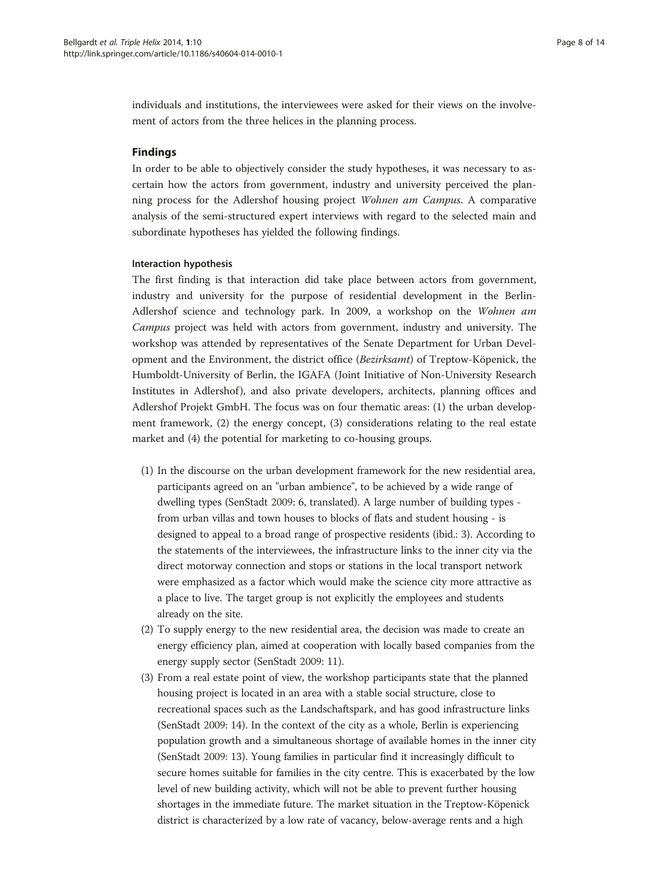individuals and institutions, the interviewees were asked for their views on the involvement of actors from the three helices in the planning process.

## Findings

In order to be able to objectively consider the study hypotheses, it was necessary to ascertain how the actors from government, industry and university perceived the planning process for the Adlershof housing project *Wohnen am Campus*. A comparative analysis of the semi-structured expert interviews with regard to the selected main and subordinate hypotheses has yielded the following findings.

### Interaction hypothesis

The first finding is that interaction did take place between actors from government, industry and university for the purpose of residential development in the Berlin-Adlershof science and technology park. In 2009, a workshop on the *Wohnen am Campus* project was held with actors from government, industry and university. The workshop was attended by representatives of the Senate Department for Urban Development and the Environment, the district office (*Bezirksamt*) of Treptow-Köpenick, the Humboldt-University of Berlin, the IGAFA (Joint Initiative of Non-University Research Institutes in Adlershof), and also private developers, architects, planning offices and Adlershof Projekt GmbH. The focus was on four thematic areas: (1) the urban development framework, (2) the energy concept, (3) considerations relating to the real estate market and (4) the potential for marketing to co-housing groups.

(1) In the discourse on the urban development framework for the new residential area, participants agreed on an "urban ambience", to be achieved by a wide range of dwelling types (SenStadt 2009: 6, translated). A large number of building types - from urban villas and town houses to blocks of flats and student housing - is designed to appeal to a broad range of prospective residents (ibid.: 3). According to the statements of the interviewees, the infrastructure links to the inner city via the direct motorway connection and stops or stations in the local transport network were emphasized as a factor which would make the science city more attractive as a place to live. The target group is not explicitly the employees and students already on the site.

(2) To supply energy to the new residential area, the decision was made to create an energy efficiency plan, aimed at cooperation with locally based companies from the energy supply sector (SenStadt 2009: 11).

(3) From a real estate point of view, the workshop participants state that the planned housing project is located in an area with a stable social structure, close to recreational spaces such as the Landschaftspark, and has good infrastructure links (SenStadt 2009: 14). In the context of the city as a whole, Berlin is experiencing population growth and a simultaneous shortage of available homes in the inner city (SenStadt 2009: 13). Young families in particular find it increasingly difficult to secure homes suitable for families in the city centre. This is exacerbated by the low level of new building activity, which will not be able to prevent further housing shortages in the immediate future. The market situation in the Treptow-Köpenick district is characterized by a low rate of vacancy, below-average rents and a high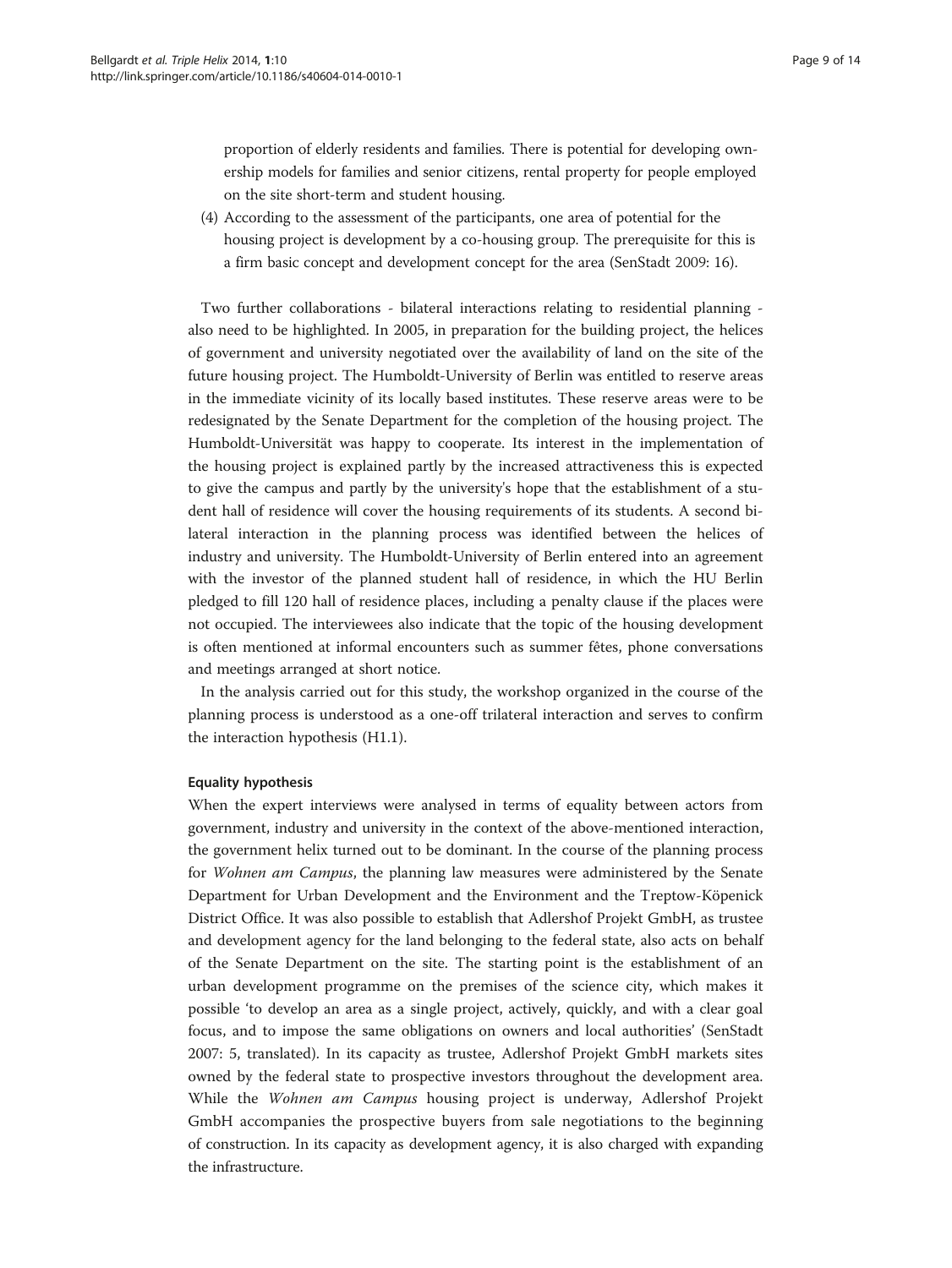proportion of elderly residents and families. There is potential for developing ownership models for families and senior citizens, rental property for people employed on the site short-term and student housing.

(4) According to the assessment of the participants, one area of potential for the housing project is development by a co-housing group. The prerequisite for this is a firm basic concept and development concept for the area (SenStadt 2009: 16).

Two further collaborations - bilateral interactions relating to residential planning - also need to be highlighted. In 2005, in preparation for the building project, the helices of government and university negotiated over the availability of land on the site of the future housing project. The Humboldt-University of Berlin was entitled to reserve areas in the immediate vicinity of its locally based institutes. These reserve areas were to be redesignated by the Senate Department for the completion of the housing project. The Humboldt-Universität was happy to cooperate. Its interest in the implementation of the housing project is explained partly by the increased attractiveness this is expected to give the campus and partly by the university's hope that the establishment of a student hall of residence will cover the housing requirements of its students. A second bilateral interaction in the planning process was identified between the helices of industry and university. The Humboldt-University of Berlin entered into an agreement with the investor of the planned student hall of residence, in which the HU Berlin pledged to fill 120 hall of residence places, including a penalty clause if the places were not occupied. The interviewees also indicate that the topic of the housing development is often mentioned at informal encounters such as summer fêtes, phone conversations and meetings arranged at short notice.

In the analysis carried out for this study, the workshop organized in the course of the planning process is understood as a one-off trilateral interaction and serves to confirm the interaction hypothesis (H1.1).

#### Equality hypothesis

When the expert interviews were analysed in terms of equality between actors from government, industry and university in the context of the above-mentioned interaction, the government helix turned out to be dominant. In the course of the planning process for *Wohnen am Campus*, the planning law measures were administered by the Senate Department for Urban Development and the Environment and the Treptow-Köpenick District Office. It was also possible to establish that Adlershof Projekt GmbH, as trustee and development agency for the land belonging to the federal state, also acts on behalf of the Senate Department on the site. The starting point is the establishment of an urban development programme on the premises of the science city, which makes it possible 'to develop an area as a single project, actively, quickly, and with a clear goal focus, and to impose the same obligations on owners and local authorities' (SenStadt 2007: 5, translated). In its capacity as trustee, Adlershof Projekt GmbH markets sites owned by the federal state to prospective investors throughout the development area. While the *Wohnen am Campus* housing project is underway, Adlershof Projekt GmbH accompanies the prospective buyers from sale negotiations to the beginning of construction. In its capacity as development agency, it is also charged with expanding the infrastructure.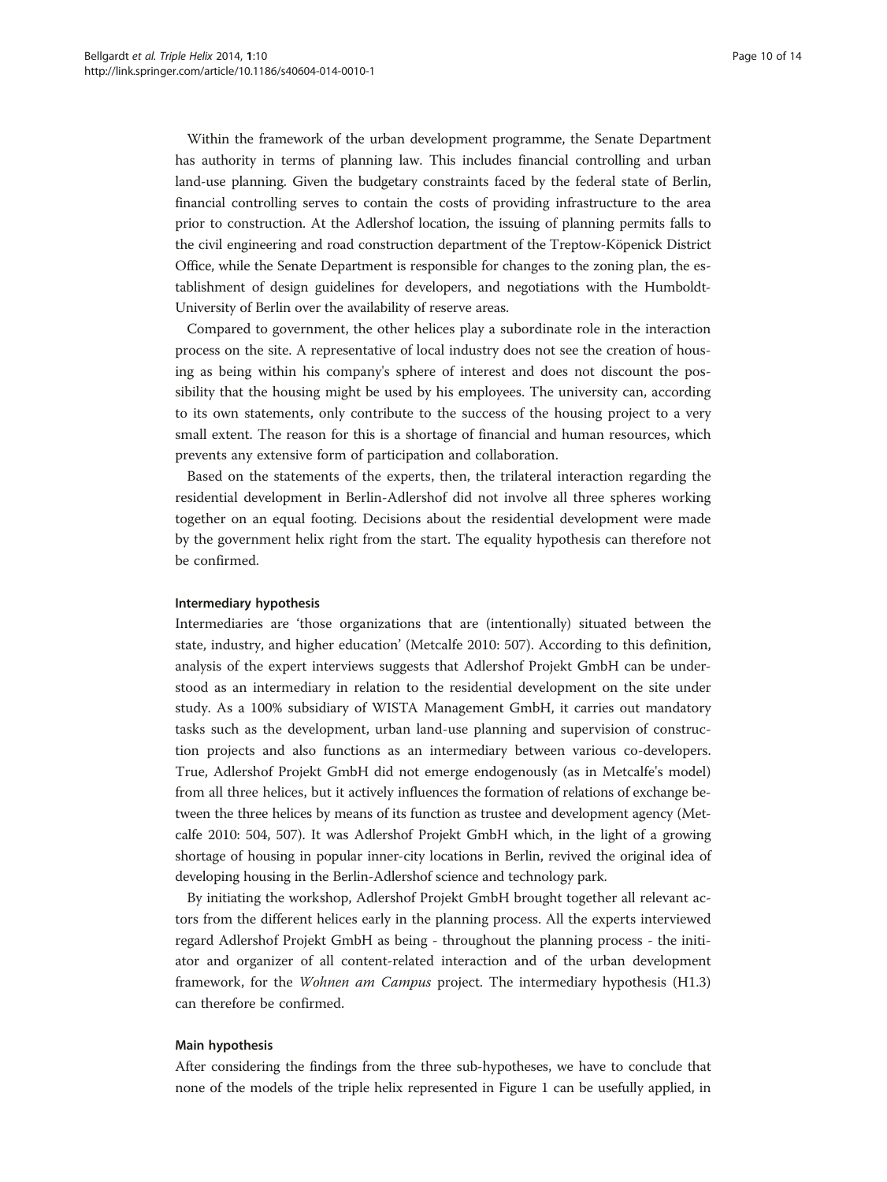Within the framework of the urban development programme, the Senate Department has authority in terms of planning law. This includes financial controlling and urban land-use planning. Given the budgetary constraints faced by the federal state of Berlin, financial controlling serves to contain the costs of providing infrastructure to the area prior to construction. At the Adlershof location, the issuing of planning permits falls to the civil engineering and road construction department of the Treptow-Köpenick District Office, while the Senate Department is responsible for changes to the zoning plan, the establishment of design guidelines for developers, and negotiations with the Humboldt-University of Berlin over the availability of reserve areas.

Compared to government, the other helices play a subordinate role in the interaction process on the site. A representative of local industry does not see the creation of housing as being within his company's sphere of interest and does not discount the possibility that the housing might be used by his employees. The university can, according to its own statements, only contribute to the success of the housing project to a very small extent. The reason for this is a shortage of financial and human resources, which prevents any extensive form of participation and collaboration.

Based on the statements of the experts, then, the trilateral interaction regarding the residential development in Berlin-Adlershof did not involve all three spheres working together on an equal footing. Decisions about the residential development were made by the government helix right from the start. The equality hypothesis can therefore not be confirmed.

#### Intermediary hypothesis

Intermediaries are 'those organizations that are (intentionally) situated between the state, industry, and higher education' (Metcalfe 2010: 507). According to this definition, analysis of the expert interviews suggests that Adlershof Projekt GmbH can be understood as an intermediary in relation to the residential development on the site under study. As a 100% subsidiary of WISTA Management GmbH, it carries out mandatory tasks such as the development, urban land-use planning and supervision of construction projects and also functions as an intermediary between various co-developers. True, Adlershof Projekt GmbH did not emerge endogenously (as in Metcalfe's model) from all three helices, but it actively influences the formation of relations of exchange between the three helices by means of its function as trustee and development agency (Metcalfe 2010: 504, 507). It was Adlershof Projekt GmbH which, in the light of a growing shortage of housing in popular inner-city locations in Berlin, revived the original idea of developing housing in the Berlin-Adlershof science and technology park.

By initiating the workshop, Adlershof Projekt GmbH brought together all relevant actors from the different helices early in the planning process. All the experts interviewed regard Adlershof Projekt GmbH as being - throughout the planning process - the initiator and organizer of all content-related interaction and of the urban development framework, for the *Wohnen am Campus* project. The intermediary hypothesis (H1.3) can therefore be confirmed.

#### Main hypothesis

After considering the findings from the three sub-hypotheses, we have to conclude that none of the models of the triple helix represented in Figure 1 can be usefully applied, in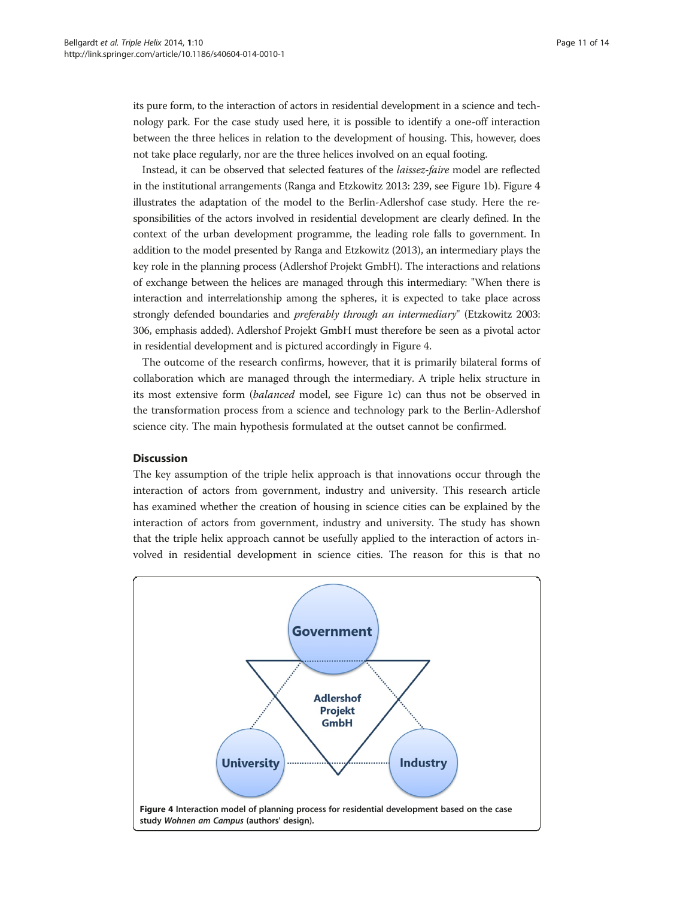its pure form, to the interaction of actors in residential development in a science and technology park. For the case study used here, it is possible to identify a one-off interaction between the three helices in relation to the development of housing. This, however, does not take place regularly, nor are the three helices involved on an equal footing.

Instead, it can be observed that selected features of the *laissez-faire* model are reflected in the institutional arrangements (Ranga and Etzkowitz 2013: 239, see Figure 1b). Figure 4 illustrates the adaptation of the model to the Berlin-Adlershof case study. Here the responsibilities of the actors involved in residential development are clearly defined. In the context of the urban development programme, the leading role falls to government. In addition to the model presented by Ranga and Etzkowitz (2013), an intermediary plays the key role in the planning process (Adlershof Projekt GmbH). The interactions and relations of exchange between the helices are managed through this intermediary: "When there is interaction and interrelationship among the spheres, it is expected to take place across strongly defended boundaries and *preferably through an intermediary*" (Etzkowitz 2003: 306, emphasis added). Adlershof Projekt GmbH must therefore be seen as a pivotal actor in residential development and is pictured accordingly in Figure 4.

The outcome of the research confirms, however, that it is primarily bilateral forms of collaboration which are managed through the intermediary. A triple helix structure in its most extensive form (*balanced* model, see Figure 1c) can thus not be observed in the transformation process from a science and technology park to the Berlin-Adlershof science city. The main hypothesis formulated at the outset cannot be confirmed.

## Discussion

The key assumption of the triple helix approach is that innovations occur through the interaction of actors from government, industry and university. This research article has examined whether the creation of housing in science cities can be explained by the interaction of actors from government, industry and university. The study has shown that the triple helix approach cannot be usefully applied to the interaction of actors involved in residential development in science cities. The reason for this is that no

Government

Adlershof Projekt GmbH

University

Industry

**Figure 4** Interaction model of planning process for residential development based on the case study *Wohnen am Campus* (authors' design).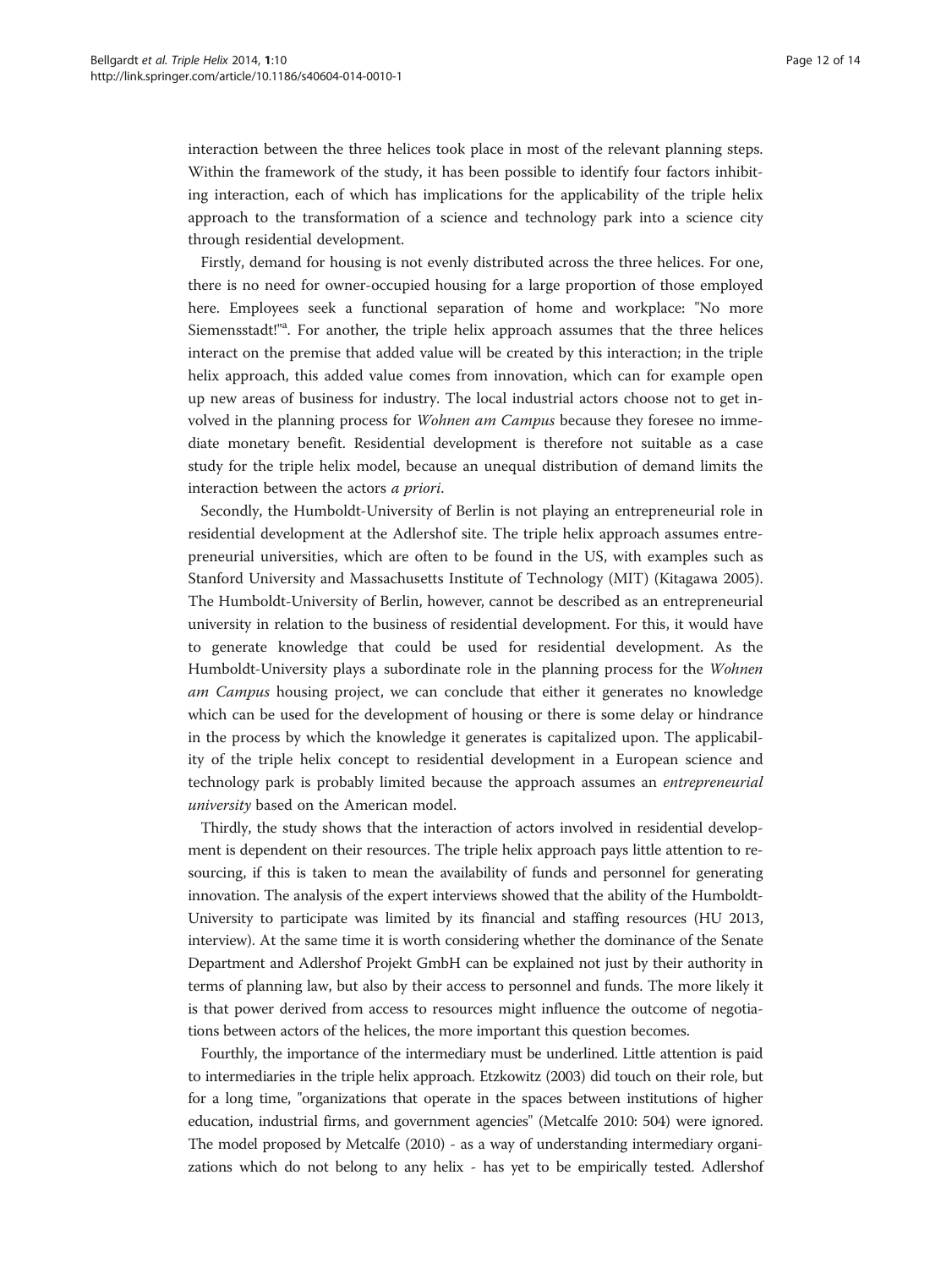interaction between the three helices took place in most of the relevant planning steps. Within the framework of the study, it has been possible to identify four factors inhibiting interaction, each of which has implications for the applicability of the triple helix approach to the transformation of a science and technology park into a science city through residential development.

Firstly, demand for housing is not evenly distributed across the three helices. For one, there is no need for owner-occupied housing for a large proportion of those employed here. Employees seek a functional separation of home and workplace: "No more Siemensstadt!"[a]. For another, the triple helix approach assumes that the three helices interact on the premise that added value will be created by this interaction; in the triple helix approach, this added value comes from innovation, which can for example open up new areas of business for industry. The local industrial actors choose not to get involved in the planning process for *Wohnen am Campus* because they foresee no immediate monetary benefit. Residential development is therefore not suitable as a case study for the triple helix model, because an unequal distribution of demand limits the interaction between the actors *a priori*.

Secondly, the Humboldt-University of Berlin is not playing an entrepreneurial role in residential development at the Adlershof site. The triple helix approach assumes entrepreneurial universities, which are often to be found in the US, with examples such as Stanford University and Massachusetts Institute of Technology (MIT) (Kitagawa 2005). The Humboldt-University of Berlin, however, cannot be described as an entrepreneurial university in relation to the business of residential development. For this, it would have to generate knowledge that could be used for residential development. As the Humboldt-University plays a subordinate role in the planning process for the *Wohnen am Campus* housing project, we can conclude that either it generates no knowledge which can be used for the development of housing or there is some delay or hindrance in the process by which the knowledge it generates is capitalized upon. The applicability of the triple helix concept to residential development in a European science and technology park is probably limited because the approach assumes an *entrepreneurial university* based on the American model.

Thirdly, the study shows that the interaction of actors involved in residential development is dependent on their resources. The triple helix approach pays little attention to resourcing, if this is taken to mean the availability of funds and personnel for generating innovation. The analysis of the expert interviews showed that the ability of the Humboldt-University to participate was limited by its financial and staffing resources (HU 2013, interview). At the same time it is worth considering whether the dominance of the Senate Department and Adlershof Projekt GmbH can be explained not just by their authority in terms of planning law, but also by their access to personnel and funds. The more likely it is that power derived from access to resources might influence the outcome of negotiations between actors of the helices, the more important this question becomes.

Fourthly, the importance of the intermediary must be underlined. Little attention is paid to intermediaries in the triple helix approach. Etzkowitz (2003) did touch on their role, but for a long time, "organizations that operate in the spaces between institutions of higher education, industrial firms, and government agencies" (Metcalfe 2010: 504) were ignored. The model proposed by Metcalfe (2010) - as a way of understanding intermediary organizations which do not belong to any helix - has yet to be empirically tested. Adlershof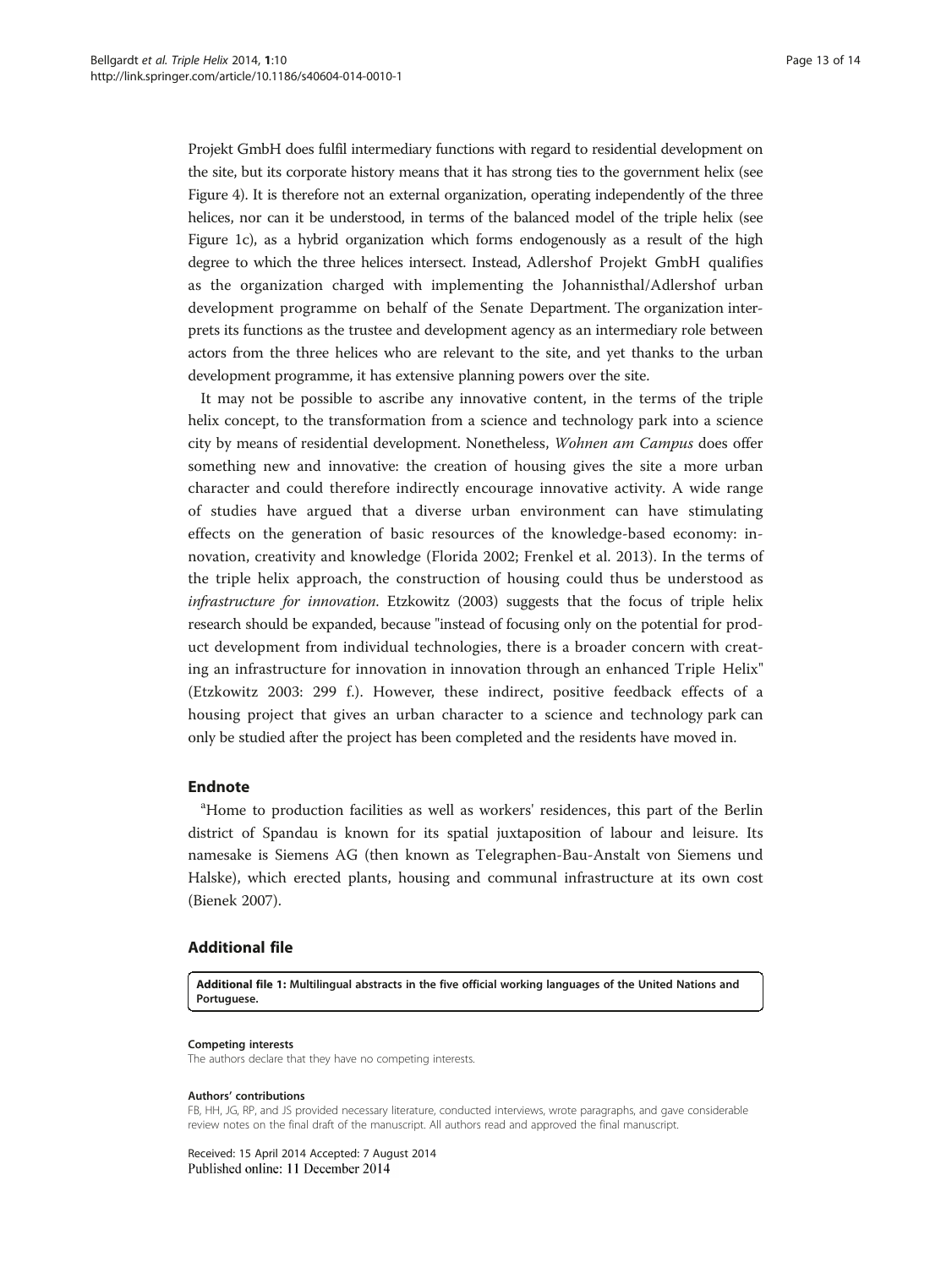Projekt GmbH does fulfil intermediary functions with regard to residential development on the site, but its corporate history means that it has strong ties to the government helix (see Figure 4). It is therefore not an external organization, operating independently of the three helices, nor can it be understood, in terms of the balanced model of the triple helix (see Figure 1c), as a hybrid organization which forms endogenously as a result of the high degree to which the three helices intersect. Instead, Adlershof Projekt GmbH qualifies as the organization charged with implementing the Johannisthal/Adlershof urban development programme on behalf of the Senate Department. The organization interprets its functions as the trustee and development agency as an intermediary role between actors from the three helices who are relevant to the site, and yet thanks to the urban development programme, it has extensive planning powers over the site.

It may not be possible to ascribe any innovative content, in the terms of the triple helix concept, to the transformation from a science and technology park into a science city by means of residential development. Nonetheless, *Wohnen am Campus* does offer something new and innovative: the creation of housing gives the site a more urban character and could therefore indirectly encourage innovative activity. A wide range of studies have argued that a diverse urban environment can have stimulating effects on the generation of basic resources of the knowledge-based economy: innovation, creativity and knowledge (Florida 2002; Frenkel et al. 2013). In the terms of the triple helix approach, the construction of housing could thus be understood as *infrastructure for innovation*. Etzkowitz (2003) suggests that the focus of triple helix research should be expanded, because "instead of focusing only on the potential for product development from individual technologies, there is a broader concern with creating an infrastructure for innovation in innovation through an enhanced Triple Helix" (Etzkowitz 2003: 299 f.). However, these indirect, positive feedback effects of a housing project that gives an urban character to a science and technology park can only be studied after the project has been completed and the residents have moved in.

## Endnote

[a]Home to production facilities as well as workers' residences, this part of the Berlin district of Spandau is known for its spatial juxtaposition of labour and leisure. Its namesake is Siemens AG (then known as Telegraphen-Bau-Anstalt von Siemens und Halske), which erected plants, housing and communal infrastructure at its own cost (Bienek 2007).

## Additional file

**Additional file 1: Multilingual abstracts in the five official working languages of the United Nations and Portuguese.**

#### Competing interests

The authors declare that they have no competing interests.

#### Authors' contributions

FB, HH, JG, RP, and JS provided necessary literature, conducted interviews, wrote paragraphs, and gave considerable review notes on the final draft of the manuscript. All authors read and approved the final manuscript.

Received: 15 April 2014 Accepted: 7 August 2014
Published online: 11 December 2014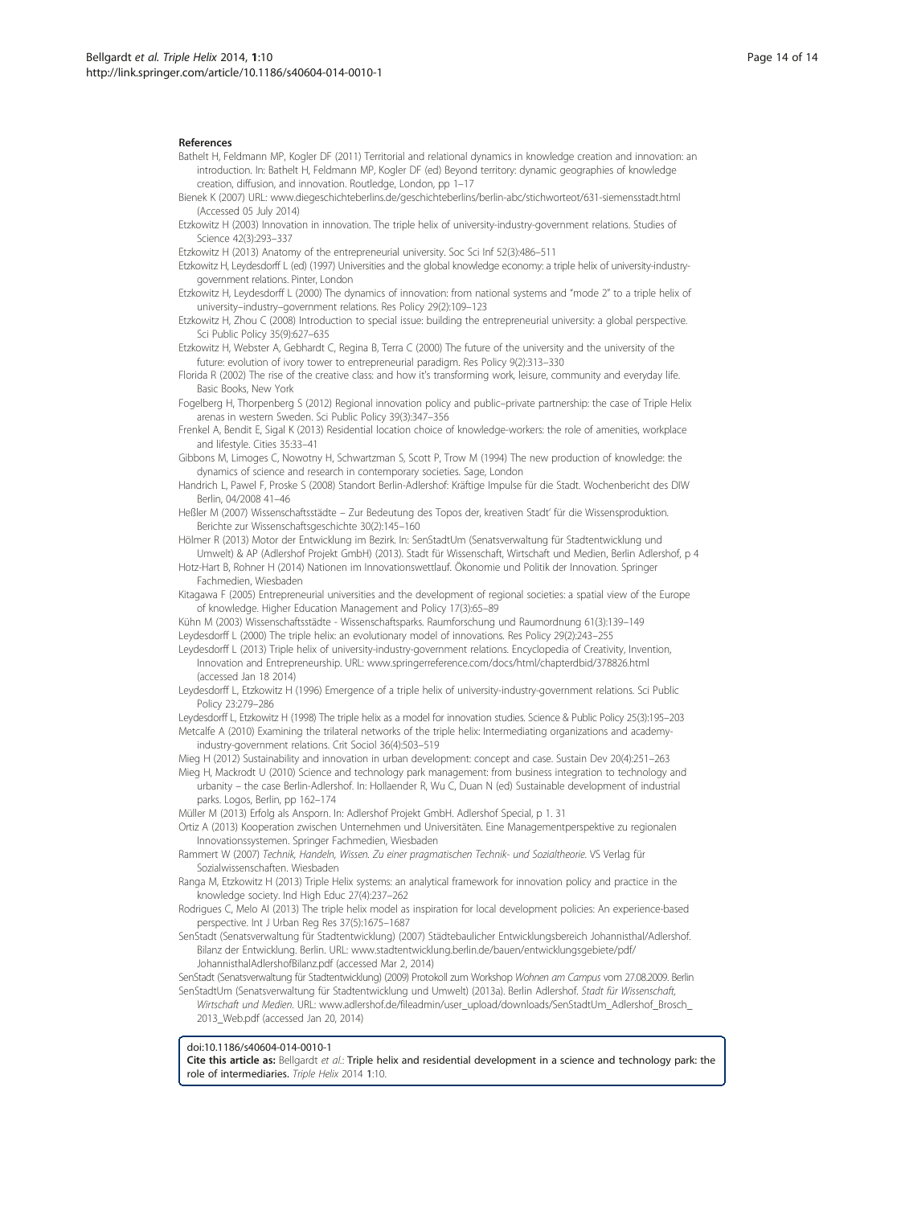## References

Bathelt H, Feldmann MP, Kogler DF (2011) Territorial and relational dynamics in knowledge creation and innovation: an introduction. In: Bathelt H, Feldmann MP, Kogler DF (ed) Beyond territory: dynamic geographies of knowledge creation, diffusion, and innovation. Routledge, London, pp 1–17

Bienek K (2007) URL: www.diegeschichteberlins.de/geschichteberlins/berlin-abc/stichworteot/631-siemensstadt.html (Accessed 05 July 2014)

Etzkowitz H (2003) Innovation in innovation. The triple helix of university-industry-government relations. Studies of Science 42(3):293–337

Etzkowitz H (2013) Anatomy of the entrepreneurial university. Soc Sci Inf 52(3):486–511

Etzkowitz H, Leydesdorff L (ed) (1997) Universities and the global knowledge economy: a triple helix of university-industry-government relations. Pinter, London

Etzkowitz H, Leydesdorff L (2000) The dynamics of innovation: from national systems and "mode 2" to a triple helix of university–industry–government relations. Res Policy 29(2):109–123

Etzkowitz H, Zhou C (2008) Introduction to special issue: building the entrepreneurial university: a global perspective. Sci Public Policy 35(9):627–635

Etzkowitz H, Webster A, Gebhardt C, Regina B, Terra C (2000) The future of the university and the university of the future: evolution of ivory tower to entrepreneurial paradigm. Res Policy 9(2):313–330

Florida R (2002) The rise of the creative class: and how it's transforming work, leisure, community and everyday life. Basic Books, New York

Fogelberg H, Thorpenberg S (2012) Regional innovation policy and public–private partnership: the case of Triple Helix arenas in western Sweden. Sci Public Policy 39(3):347–356

Frenkel A, Bendit E, Sigal K (2013) Residential location choice of knowledge-workers: the role of amenities, workplace and lifestyle. Cities 35:33–41

Gibbons M, Limoges C, Nowotny H, Schwartzman S, Scott P, Trow M (1994) The new production of knowledge: the dynamics of science and research in contemporary societies. Sage, London

Handrich L, Pawel F, Proske S (2008) Standort Berlin-Adlershof: Kräftige Impulse für die Stadt. Wochenbericht des DIW Berlin, 04/2008 41–46

Heßler M (2007) Wissenschaftsstädte – Zur Bedeutung des Topos der, kreativen Stadt' für die Wissensproduktion. Berichte zur Wissenschaftsgeschichte 30(2):145–160

Hölmer R (2013) Motor der Entwicklung im Bezirk. In: SenStadtUm (Senatsverwaltung für Stadtentwicklung und Umwelt) & AP (Adlershof Projekt GmbH) (2013). Stadt für Wissenschaft, Wirtschaft und Medien, Berlin Adlershof, p 4

Hotz-Hart B, Rohner H (2014) Nationen im Innovationswettlauf. Ökonomie und Politik der Innovation. Springer Fachmedien, Wiesbaden

Kitagawa F (2005) Entrepreneurial universities and the development of regional societies: a spatial view of the Europe of knowledge. Higher Education Management and Policy 17(3):65–89

Kühn M (2003) Wissenschaftsstädte - Wissenschaftsparks. Raumforschung und Raumordnung 61(3):139–149

Leydesdorff L (2000) The triple helix: an evolutionary model of innovations. Res Policy 29(2):243–255

Leydesdorff L (2013) Triple helix of university-industry-government relations. Encyclopedia of Creativity, Invention, Innovation and Entrepreneurship. URL: www.springerreference.com/docs/html/chapterdbid/378826.html (accessed Jan 18 2014)

Leydesdorff L, Etzkowitz H (1996) Emergence of a triple helix of university-industry-government relations. Sci Public Policy 23:279–286

Leydesdorff L, Etzkowitz H (1998) The triple helix as a model for innovation studies. Science & Public Policy 25(3):195–203

Metcalfe A (2010) Examining the trilateral networks of the triple helix: Intermediating organizations and academy-industry-government relations. Crit Sociol 36(4):503–519

Mieg H (2012) Sustainability and innovation in urban development: concept and case. Sustain Dev 20(4):251–263

Mieg H, Mackrodt U (2010) Science and technology park management: from business integration to technology and urbanity – the case Berlin-Adlershof. In: Hollaender R, Wu C, Duan N (ed) Sustainable development of industrial parks. Logos, Berlin, pp 162–174

Müller M (2013) Erfolg als Ansporn. In: Adlershof Projekt GmbH. Adlershof Special, p 1. 31

Ortiz A (2013) Kooperation zwischen Unternehmen und Universitäten. Eine Managementperspektive zu regionalen Innovationssystemen. Springer Fachmedien, Wiesbaden

Rammert W (2007) *Technik, Handeln, Wissen. Zu einer pragmatischen Technik- und Sozialtheorie*. VS Verlag für Sozialwissenschaften. Wiesbaden

Ranga M, Etzkowitz H (2013) Triple Helix systems: an analytical framework for innovation policy and practice in the knowledge society. Ind High Educ 27(4):237–262

Rodrigues C, Melo AI (2013) The triple helix model as inspiration for local development policies: An experience-based perspective. Int J Urban Reg Res 37(5):1675–1687

SenStadt (Senatsverwaltung für Stadtentwicklung) (2007) Städtebaulicher Entwicklungsbereich Johannisthal/Adlershof. Bilanz der Entwicklung. Berlin. URL: www.stadtentwicklung.berlin.de/bauen/entwicklungsgebiete/pdf/JohannisthalAdlershofBilanz.pdf (accessed Mar 2, 2014)

SenStadt (Senatsverwaltung für Stadtentwicklung) (2009) Protokoll zum Workshop *Wohnen am Campus* vom 27.08.2009. Berlin

SenStadtUm (Senatsverwaltung für Stadtentwicklung und Umwelt) (2013a). Berlin Adlershof. *Stadt für Wissenschaft, Wirtschaft und Medien*. URL: www.adlershof.de/fileadmin/user_upload/downloads/SenStadtUm_Adlershof_Brosch_2013_Web.pdf (accessed Jan 20, 2014)

doi:10.1186/s40604-014-0010-1

**Cite this article as:** Bellgardt *et al.*: Triple helix and residential development in a science and technology park: the role of intermediaries. *Triple Helix* 2014 **1**:10.